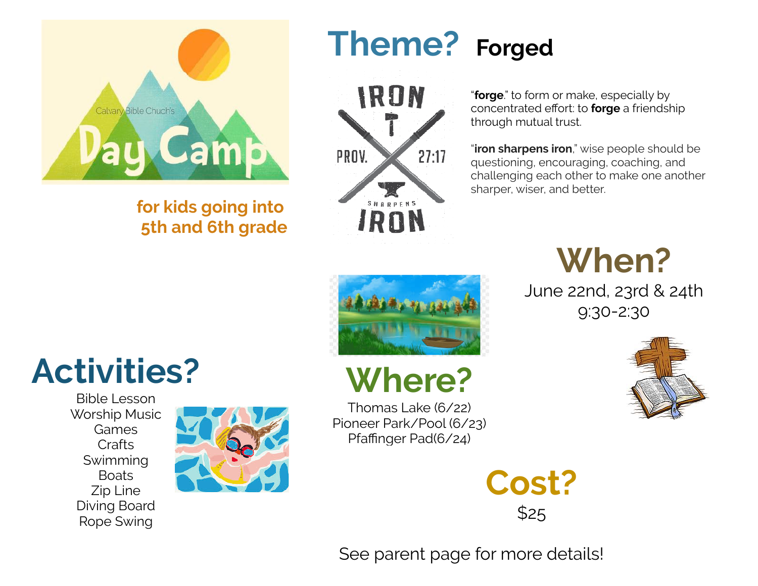Calvary Bible Chuch's

# Day Camp

**for kids going into 5th and 6th grade**

## Theme? Forged

IRON SHARPENS IRON — PROV. 27:17

"**forge**." to form or make, especially by concentrated effort: to **forge** a friendship through mutual trust.

"**iron sharpens iron**," wise people should be questioning, encouraging, coaching, and challenging each other to make one another sharper, wiser, and better.

## When?

June 22nd, 23rd & 24th
9:30-2:30

## Activities?

- Bible Lesson
- Worship Music
- Games
- Crafts
- Swimming
- Boats
- Zip Line
- Diving Board
- Rope Swing

## Where?

Thomas Lake (6/22)
Pioneer Park/Pool (6/23)
Pfaffinger Pad(6/24)

## Cost?

$25

See parent page for more details!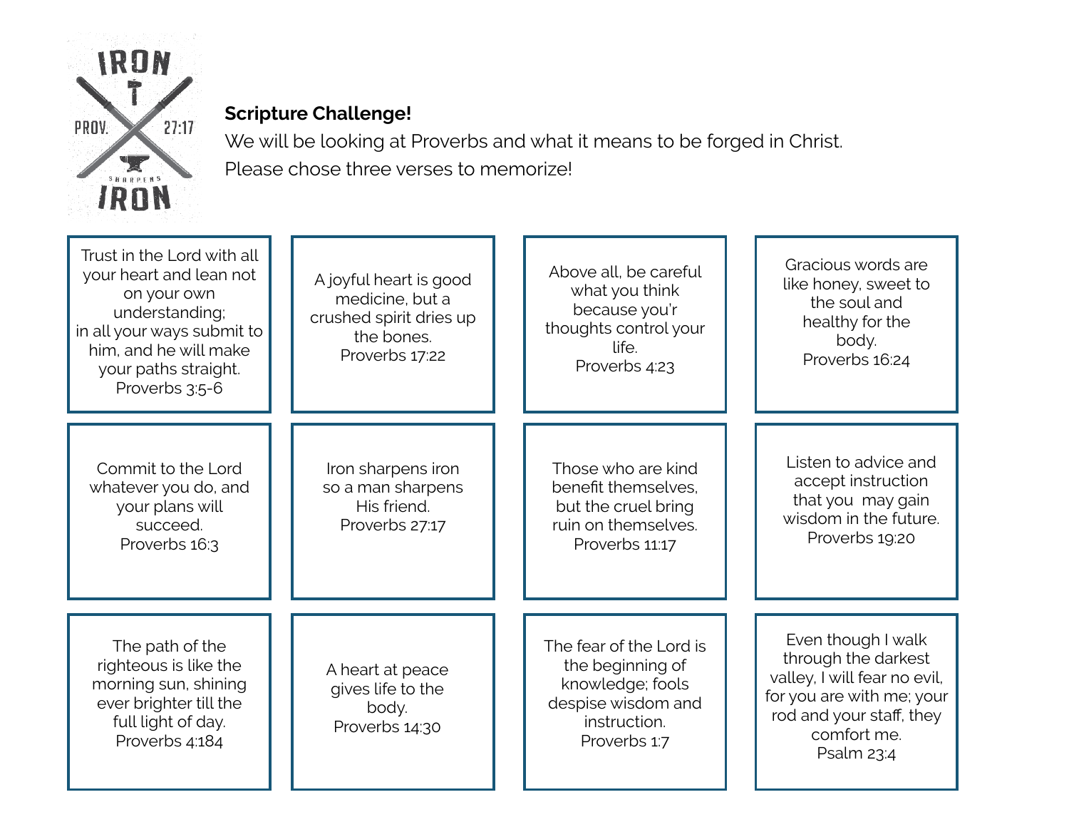IRON SHARPENS IRON PROV. 27:17

**Scripture Challenge!**

We will be looking at Proverbs and what it means to be forged in Christ.

Please chose three verses to memorize!

Trust in the Lord with all your heart and lean not on your own understanding;
in all your ways submit to him, and he will make your paths straight.
Proverbs 3:5-6

A joyful heart is good medicine, but a crushed spirit dries up the bones.
Proverbs 17:22

Above all, be careful what you think because you'r thoughts control your life.
Proverbs 4:23

Gracious words are like honey, sweet to the soul and healthy for the body.
Proverbs 16:24

Commit to the Lord whatever you do, and your plans will succeed.
Proverbs 16:3

Iron sharpens iron so a man sharpens His friend.
Proverbs 27:17

Those who are kind benefit themselves, but the cruel bring ruin on themselves.
Proverbs 11:17

Listen to advice and accept instruction that you may gain wisdom in the future.
Proverbs 19:20

The path of the righteous is like the morning sun, shining ever brighter till the full light of day.
Proverbs 4:184

A heart at peace gives life to the body.
Proverbs 14:30

The fear of the Lord is the beginning of knowledge; fools despise wisdom and instruction.
Proverbs 1:7

Even though I walk through the darkest valley, I will fear no evil, for you are with me; your rod and your staff, they comfort me.
Psalm 23:4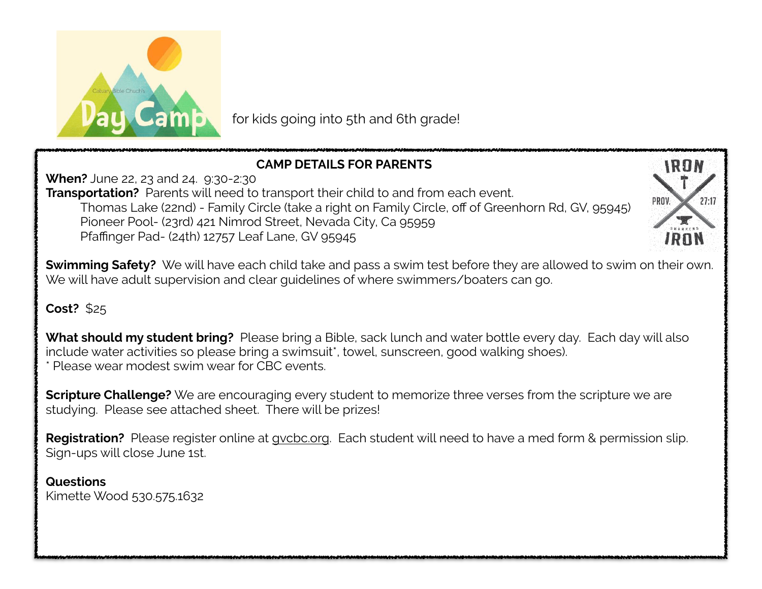Calvary Bible Chuch's Day Camp for kids going into 5th and 6th grade!

## CAMP DETAILS FOR PARENTS

**When?** June 22, 23 and 24. 9:30-2:30
**Transportation?** Parents will need to transport their child to and from each event.
Thomas Lake (22nd) - Family Circle (take a right on Family Circle, off of Greenhorn Rd, GV, 95945)
Pioneer Pool- (23rd) 421 Nimrod Street, Nevada City, Ca 95959
Pfaffinger Pad- (24th) 12757 Leaf Lane, GV 95945

IRON PROV. 27:17 SHARPENS IRON

**Swimming Safety?** We will have each child take and pass a swim test before they are allowed to swim on their own. We will have adult supervision and clear guidelines of where swimmers/boaters can go.

**Cost?** $25

**What should my student bring?** Please bring a Bible, sack lunch and water bottle every day. Each day will also include water activities so please bring a swimsuit*, towel, sunscreen, good walking shoes).
* Please wear modest swim wear for CBC events.

**Scripture Challenge?** We are encouraging every student to memorize three verses from the scripture we are studying. Please see attached sheet. There will be prizes!

**Registration?** Please register online at gvcbc.org. Each student will need to have a med form & permission slip. Sign-ups will close June 1st.

**Questions**
Kimette Wood 530.575.1632